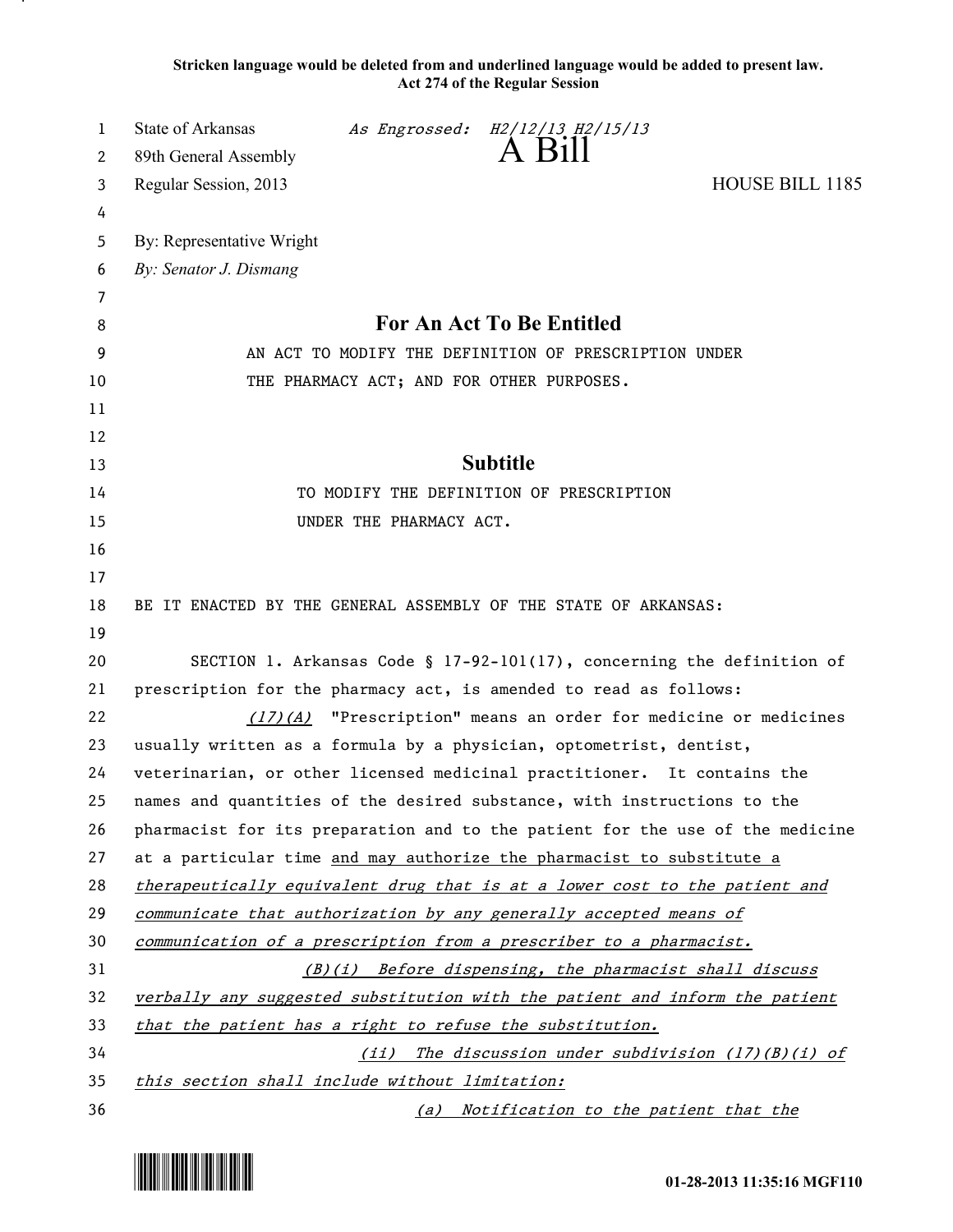**Stricken language would be deleted from and underlined language would be added to present law.**
**Act 274 of the Regular Session**

State of Arkansas *As Engrossed: H2/12/13 H2/15/13*
89th General Assembly **A Bill**
Regular Session, 2013 HOUSE BILL 1185

By: Representative Wright
*By: Senator J. Dismang*

## For An Act To Be Entitled

AN ACT TO MODIFY THE DEFINITION OF PRESCRIPTION UNDER THE PHARMACY ACT; AND FOR OTHER PURPOSES.

## Subtitle

TO MODIFY THE DEFINITION OF PRESCRIPTION UNDER THE PHARMACY ACT.

BE IT ENACTED BY THE GENERAL ASSEMBLY OF THE STATE OF ARKANSAS:

SECTION 1. Arkansas Code § 17-92-101(17), concerning the definition of prescription for the pharmacy act, is amended to read as follows:

*(17)(A)* "Prescription" means an order for medicine or medicines usually written as a formula by a physician, optometrist, dentist, veterinarian, or other licensed medicinal practitioner. It contains the names and quantities of the desired substance, with instructions to the pharmacist for its preparation and to the patient for the use of the medicine at a particular time *and may authorize the pharmacist to substitute a therapeutically equivalent drug that is at a lower cost to the patient and communicate that authorization by any generally accepted means of communication of a prescription from a prescriber to a pharmacist.*

*(B)(i) Before dispensing, the pharmacist shall discuss verbally any suggested substitution with the patient and inform the patient that the patient has a right to refuse the substitution.*

*(ii) The discussion under subdivision (17)(B)(i) of this section shall include without limitation:*

*(a) Notification to the patient that the*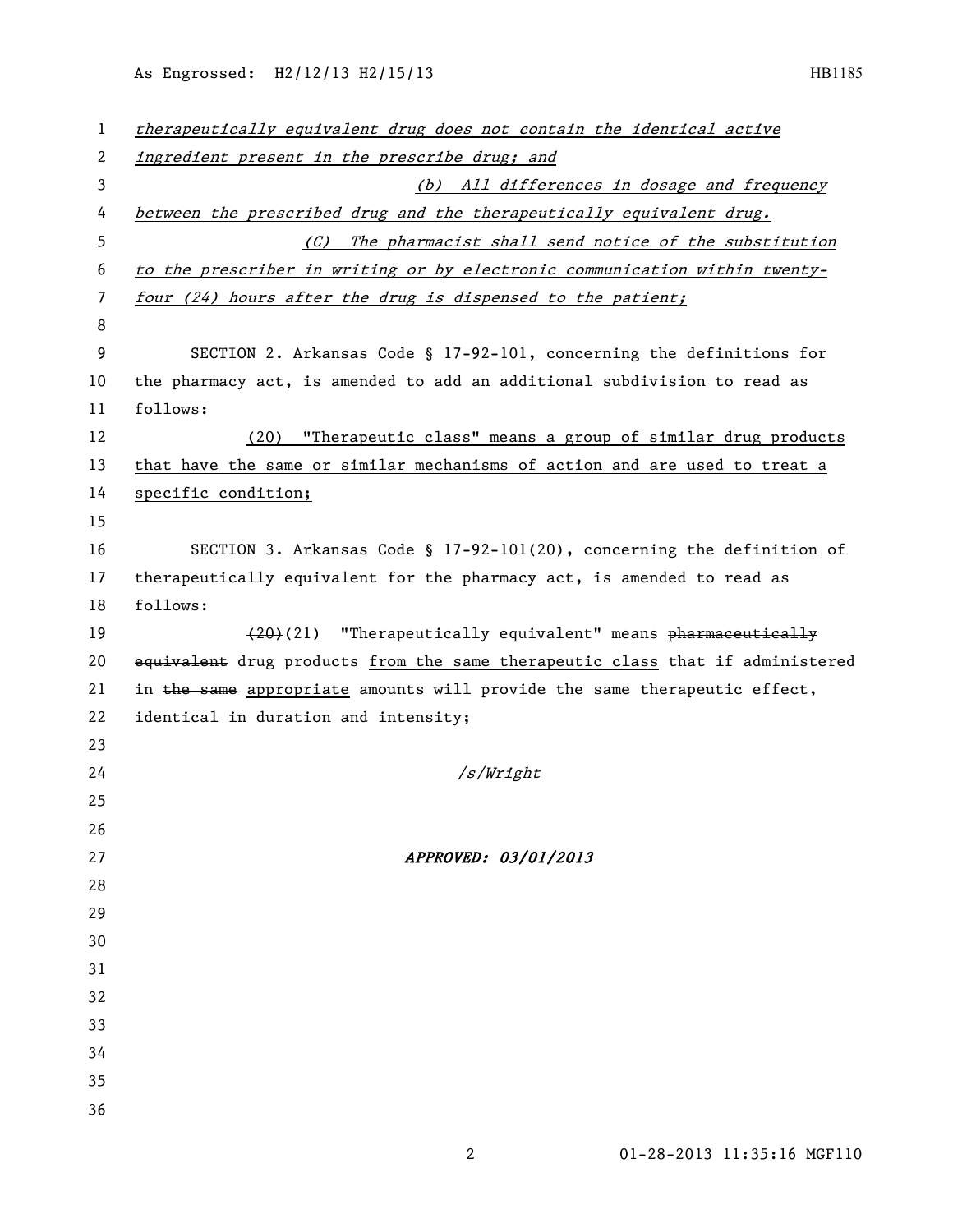*therapeutically equivalent drug does not contain the identical active ingredient present in the prescribe drug; and*

*(b) All differences in dosage and frequency between the prescribed drug and the therapeutically equivalent drug.*

*(C) The pharmacist shall send notice of the substitution to the prescriber in writing or by electronic communication within twenty-four (24) hours after the drug is dispensed to the patient;*

SECTION 2. Arkansas Code § 17-92-101, concerning the definitions for the pharmacy act, is amended to add an additional subdivision to read as follows:

(20) "Therapeutic class" means a group of similar drug products that have the same or similar mechanisms of action and are used to treat a specific condition;

SECTION 3. Arkansas Code § 17-92-101(20), concerning the definition of therapeutically equivalent for the pharmacy act, is amended to read as follows:

~~(20)~~(21) "Therapeutically equivalent" means ~~pharmaceutically equivalent~~ drug products from the same therapeutic class that if administered in ~~the same~~ appropriate amounts will provide the same therapeutic effect, identical in duration and intensity;

/s/Wright

***APPROVED: 03/01/2013***